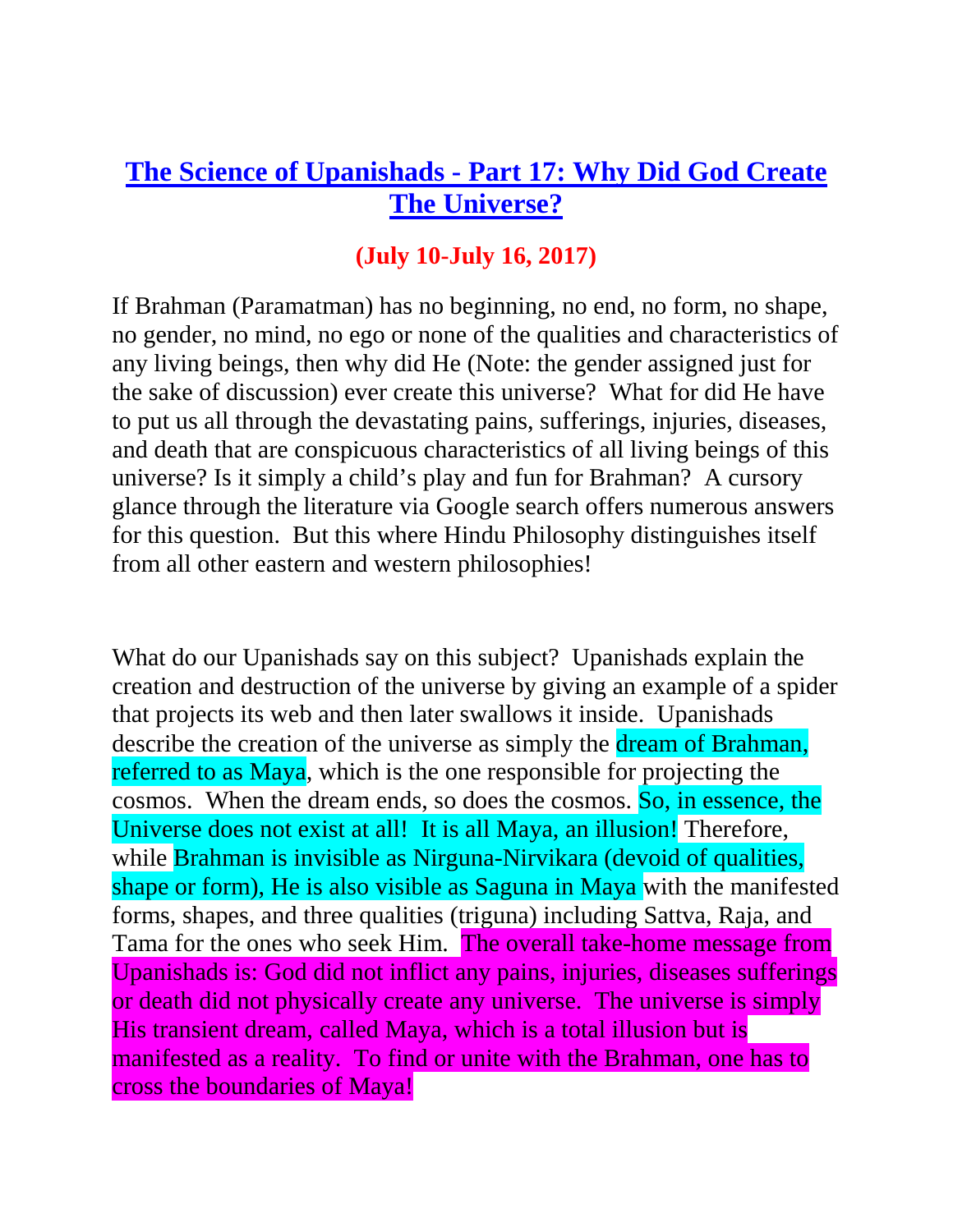# The Science of Upanishads - Part 17: Why Did God Create The Universe?

**(July 10-July 16, 2017)**

If Brahman (Paramatman) has no beginning, no end, no form, no shape, no gender, no mind, no ego or none of the qualities and characteristics of any living beings, then why did He (Note: the gender assigned just for the sake of discussion) ever create this universe? What for did He have to put us all through the devastating pains, sufferings, injuries, diseases, and death that are conspicuous characteristics of all living beings of this universe? Is it simply a child's play and fun for Brahman? A cursory glance through the literature via Google search offers numerous answers for this question. But this where Hindu Philosophy distinguishes itself from all other eastern and western philosophies!

What do our Upanishads say on this subject? Upanishads explain the creation and destruction of the universe by giving an example of a spider that projects its web and then later swallows it inside. Upanishads describe the creation of the universe as simply the dream of Brahman, referred to as Maya, which is the one responsible for projecting the cosmos. When the dream ends, so does the cosmos. So, in essence, the Universe does not exist at all! It is all Maya, an illusion! Therefore, while Brahman is invisible as Nirguna-Nirvikara (devoid of qualities, shape or form), He is also visible as Saguna in Maya with the manifested forms, shapes, and three qualities (triguna) including Sattva, Raja, and Tama for the ones who seek Him. The overall take-home message from Upanishads is: God did not inflict any pains, injuries, diseases sufferings or death did not physically create any universe. The universe is simply His transient dream, called Maya, which is a total illusion but is manifested as a reality. To find or unite with the Brahman, one has to cross the boundaries of Maya!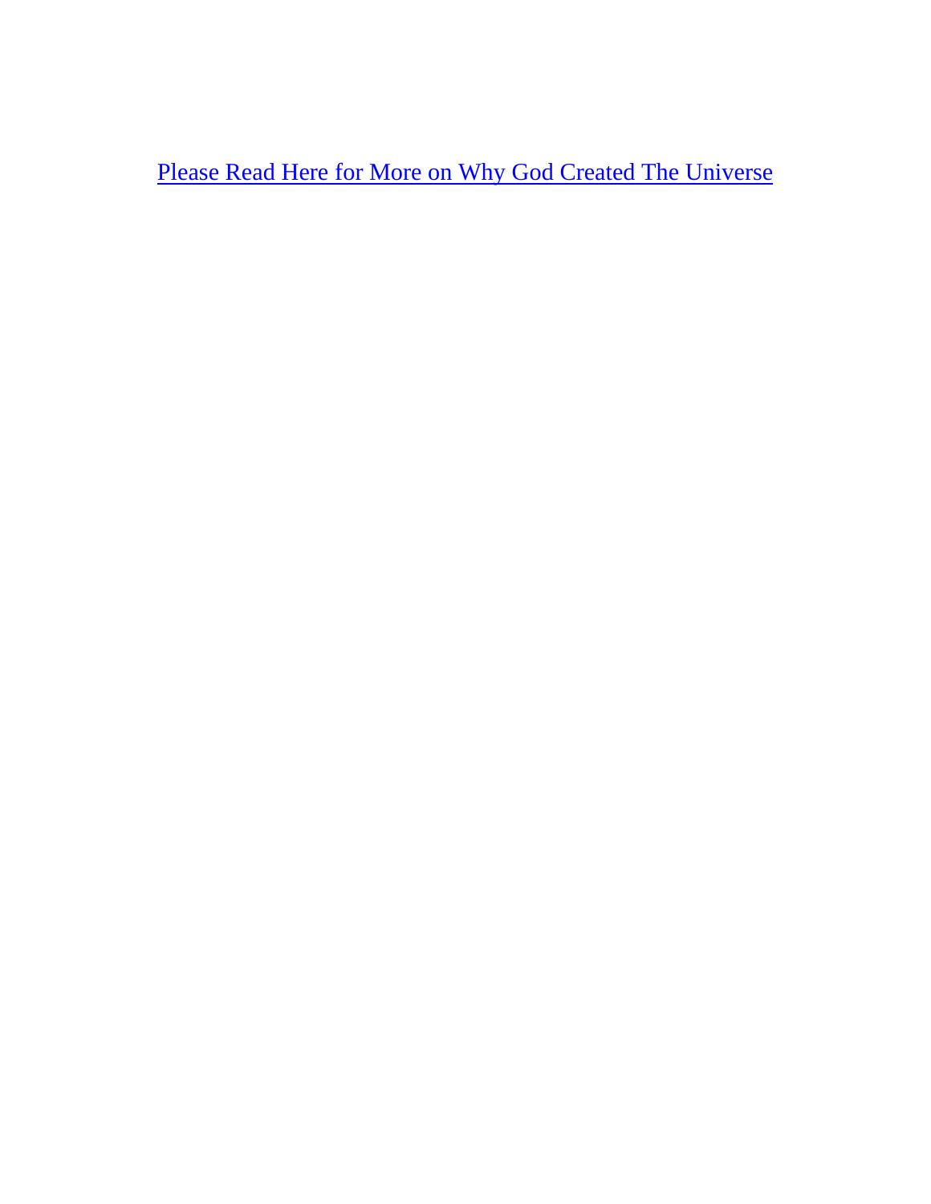Please Read Here for More on Why God Created The Universe